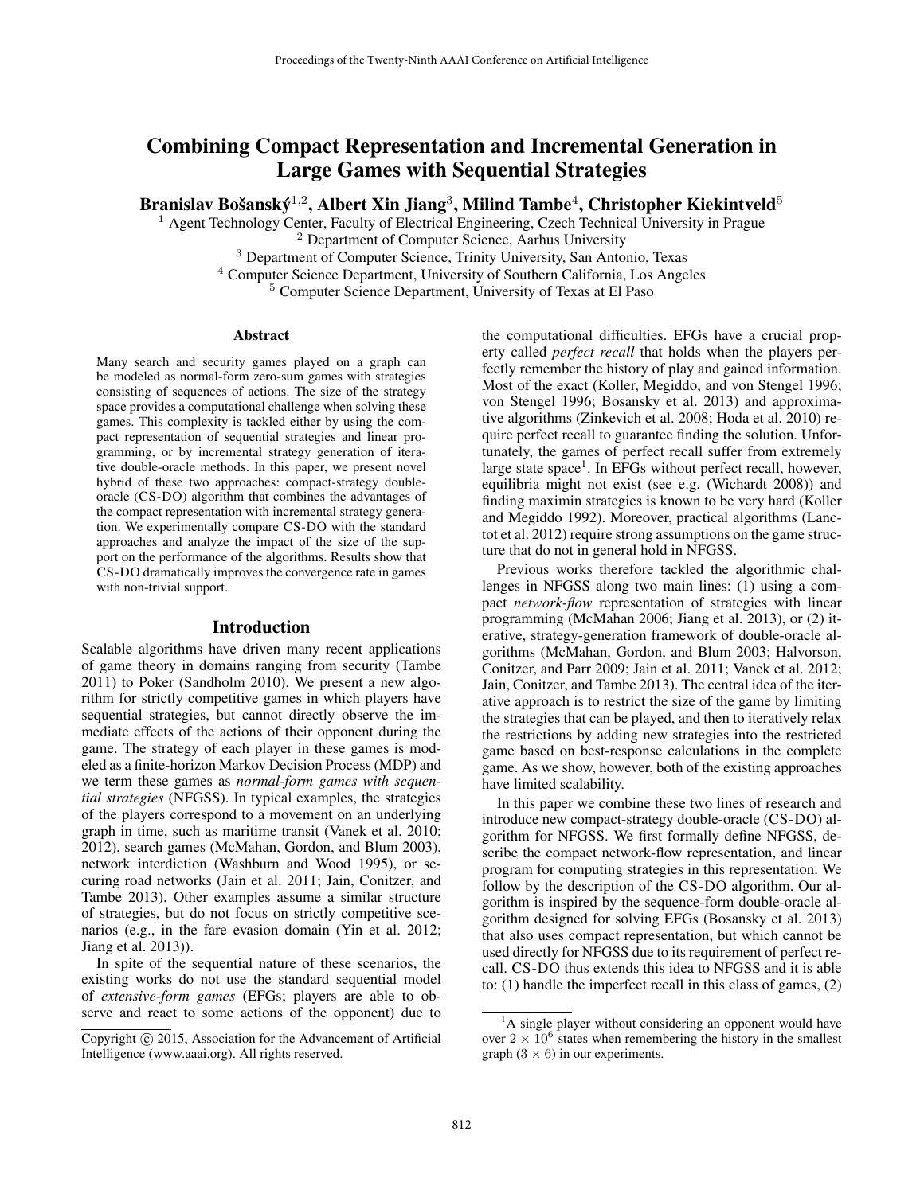# Combining Compact Representation and Incremental Generation in Large Games with Sequential Strategies

**Branislav Bošanský[1,2], Albert Xin Jiang[3], Milind Tambe[4], Christopher Kiekintveld[5]**

[1] Agent Technology Center, Faculty of Electrical Engineering, Czech Technical University in Prague
[2] Department of Computer Science, Aarhus University
[3] Department of Computer Science, Trinity University, San Antonio, Texas
[4] Computer Science Department, University of Southern California, Los Angeles
[5] Computer Science Department, University of Texas at El Paso

## Abstract

Many search and security games played on a graph can be modeled as normal-form zero-sum games with strategies consisting of sequences of actions. The size of the strategy space provides a computational challenge when solving these games. This complexity is tackled either by using the compact representation of sequential strategies and linear programming, or by incremental strategy generation of iterative double-oracle methods. In this paper, we present novel hybrid of these two approaches: compact-strategy double-oracle (CS-DO) algorithm that combines the advantages of the compact representation with incremental strategy generation. We experimentally compare CS-DO with the standard approaches and analyze the impact of the size of the support on the performance of the algorithms. Results show that CS-DO dramatically improves the convergence rate in games with non-trivial support.

## Introduction

Scalable algorithms have driven many recent applications of game theory in domains ranging from security (Tambe 2011) to Poker (Sandholm 2010). We present a new algorithm for strictly competitive games in which players have sequential strategies, but cannot directly observe the immediate effects of the actions of their opponent during the game. The strategy of each player in these games is modeled as a finite-horizon Markov Decision Process (MDP) and we term these games as *normal-form games with sequential strategies* (NFGSS). In typical examples, the strategies of the players correspond to a movement on an underlying graph in time, such as maritime transit (Vanek et al. 2010; 2012), search games (McMahan, Gordon, and Blum 2003), network interdiction (Washburn and Wood 1995), or securing road networks (Jain et al. 2011; Jain, Conitzer, and Tambe 2013). Other examples assume a similar structure of strategies, but do not focus on strictly competitive scenarios (e.g., in the fare evasion domain (Yin et al. 2012; Jiang et al. 2013)).

In spite of the sequential nature of these scenarios, the existing works do not use the standard sequential model of *extensive-form games* (EFGs; players are able to observe and react to some actions of the opponent) due to the computational difficulties. EFGs have a crucial property called *perfect recall* that holds when the players perfectly remember the history of play and gained information. Most of the exact (Koller, Megiddo, and von Stengel 1996; von Stengel 1996; Bosansky et al. 2013) and approximative algorithms (Zinkevich et al. 2008; Hoda et al. 2010) require perfect recall to guarantee finding the solution. Unfortunately, the games of perfect recall suffer from extremely large state space[1]. In EFGs without perfect recall, however, equilibria might not exist (see e.g. (Wichardt 2008)) and finding maximin strategies is known to be very hard (Koller and Megiddo 1992). Moreover, practical algorithms (Lanctot et al. 2012) require strong assumptions on the game structure that do not in general hold in NFGSS.

Previous works therefore tackled the algorithmic challenges in NFGSS along two main lines: (1) using a compact *network-flow* representation of strategies with linear programming (McMahan 2006; Jiang et al. 2013), or (2) iterative, strategy-generation framework of double-oracle algorithms (McMahan, Gordon, and Blum 2003; Halvorson, Conitzer, and Parr 2009; Jain et al. 2011; Vanek et al. 2012; Jain, Conitzer, and Tambe 2013). The central idea of the iterative approach is to restrict the size of the game by limiting the strategies that can be played, and then to iteratively relax the restrictions by adding new strategies into the restricted game based on best-response calculations in the complete game. As we show, however, both of the existing approaches have limited scalability.

In this paper we combine these two lines of research and introduce new compact-strategy double-oracle (CS-DO) algorithm for NFGSS. We first formally define NFGSS, describe the compact network-flow representation, and linear program for computing strategies in this representation. We follow by the description of the CS-DO algorithm. Our algorithm is inspired by the sequence-form double-oracle algorithm designed for solving EFGs (Bosansky et al. 2013) that also uses compact representation, but which cannot be used directly for NFGSS due to its requirement of perfect recall. CS-DO thus extends this idea to NFGSS and it is able to: (1) handle the imperfect recall in this class of games, (2)

---

[1] A single player without considering an opponent would have over $2 \times 10^6$ states when remembering the history in the smallest graph ($3 \times 6$) in our experiments.

Copyright © 2015, Association for the Advancement of Artificial Intelligence (www.aaai.org). All rights reserved.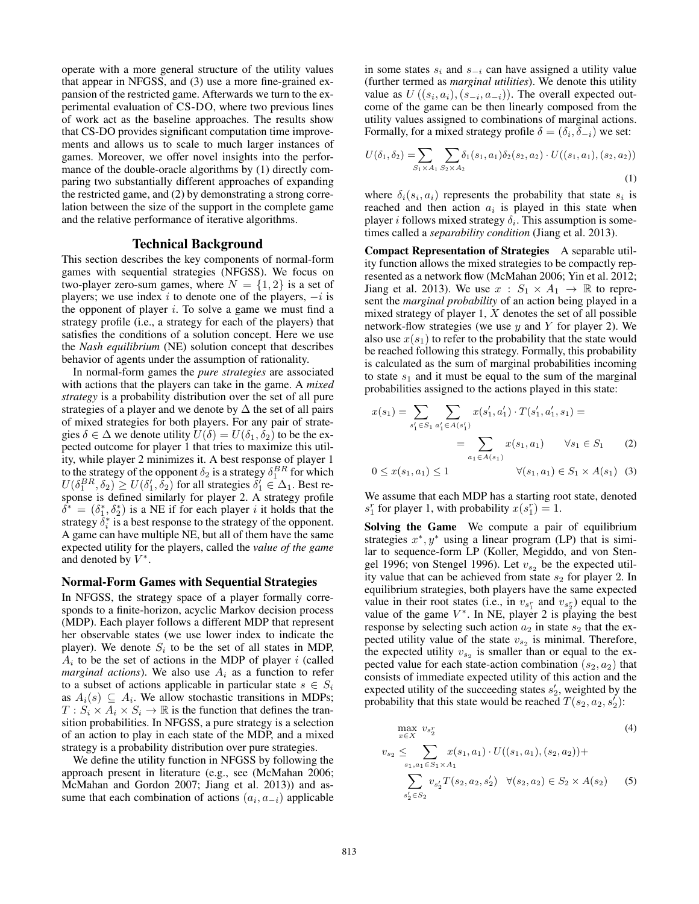operate with a more general structure of the utility values that appear in NFGSS, and (3) use a more fine-grained expansion of the restricted game. Afterwards we turn to the experimental evaluation of CS-DO, where two previous lines of work act as the baseline approaches. The results show that CS-DO provides significant computation time improvements and allows us to scale to much larger instances of games. Moreover, we offer novel insights into the performance of the double-oracle algorithms by (1) directly comparing two substantially different approaches of expanding the restricted game, and (2) by demonstrating a strong correlation between the size of the support in the complete game and the relative performance of iterative algorithms.

## Technical Background

This section describes the key components of normal-form games with sequential strategies (NFGSS). We focus on two-player zero-sum games, where $N = \{1, 2\}$ is a set of players; we use index $i$ to denote one of the players, $-i$ is the opponent of player $i$. To solve a game we must find a strategy profile (i.e., a strategy for each of the players) that satisfies the conditions of a solution concept. Here we use the *Nash equilibrium* (NE) solution concept that describes behavior of agents under the assumption of rationality.

In normal-form games the *pure strategies* are associated with actions that the players can take in the game. A *mixed strategy* is a probability distribution over the set of all pure strategies of a player and we denote by $\Delta$ the set of all pairs of mixed strategies for both players. For any pair of strategies $\delta \in \Delta$ we denote utility $U(\delta) = U(\delta_1, \delta_2)$ to be the expected outcome for player 1 that tries to maximize this utility, while player 2 minimizes it. A best response of player 1 to the strategy of the opponent $\delta_2$ is a strategy $\delta_1^{BR}$ for which $U(\delta_1^{BR}, \delta_2) \geq U(\delta_1', \delta_2)$ for all strategies $\delta_1' \in \Delta_1$. Best response is defined similarly for player 2. A strategy profile $\delta^* = (\delta_1^*, \delta_2^*)$ is a NE if for each player $i$ it holds that the strategy $\delta_i^*$ is a best response to the strategy of the opponent. A game can have multiple NE, but all of them have the same expected utility for the players, called the *value of the game* and denoted by $V^*$.

### Normal-Form Games with Sequential Strategies

In NFGSS, the strategy space of a player formally corresponds to a finite-horizon, acyclic Markov decision process (MDP). Each player follows a different MDP that represent her observable states (we use lower index to indicate the player). We denote $S_i$ to be the set of all states in MDP, $A_i$ to be the set of actions in the MDP of player $i$ (called *marginal actions*). We also use $A_i$ as a function to refer to a subset of actions applicable in particular state $s \in S_i$ as $A_i(s) \subseteq A_i$. We allow stochastic transitions in MDPs; $T : S_i \times A_i \times S_i \to \mathbb{R}$ is the function that defines the transition probabilities. In NFGSS, a pure strategy is a selection of an action to play in each state of the MDP, and a mixed strategy is a probability distribution over pure strategies.

We define the utility function in NFGSS by following the approach present in literature (e.g., see (McMahan 2006; McMahan and Gordon 2007; Jiang et al. 2013)) and assume that each combination of actions $(a_i, a_{-i})$ applicable in some states $s_i$ and $s_{-i}$ can have assigned a utility value (further termed as *marginal utilities*). We denote this utility value as $U((s_i, a_i), (s_{-i}, a_{-i}))$. The overall expected outcome of the game can be then linearly composed from the utility values assigned to combinations of marginal actions. Formally, for a mixed strategy profile $\delta = (\delta_i, \delta_{-i})$ we set:

$$U(\delta_1, \delta_2) = \sum_{S_1 \times A_1} \sum_{S_2 \times A_2} \delta_1(s_1, a_1) \delta_2(s_2, a_2) \cdot U((s_1, a_1), (s_2, a_2)) \tag{1}$$

where $\delta_i(s_i, a_i)$ represents the probability that state $s_i$ is reached and then action $a_i$ is played in this state when player $i$ follows mixed strategy $\delta_i$. This assumption is sometimes called a *separability condition* (Jiang et al. 2013).

**Compact Representation of Strategies** A separable utility function allows the mixed strategies to be compactly represented as a network flow (McMahan 2006; Yin et al. 2012; Jiang et al. 2013). We use $x : S_1 \times A_1 \to \mathbb{R}$ to represent the *marginal probability* of an action being played in a mixed strategy of player 1, $X$ denotes the set of all possible network-flow strategies (we use $y$ and $Y$ for player 2). We also use $x(s_1)$ to refer to the probability that the state would be reached following this strategy. Formally, this probability is calculated as the sum of marginal probabilities incoming to state $s_1$ and it must be equal to the sum of the marginal probabilities assigned to the actions played in this state:

$$x(s_1) = \sum_{s_1' \in S_1} \sum_{a_1' \in A(s_1')} x(s_1', a_1') \cdot T(s_1', a_1', s_1) = \sum_{a_1 \in A(s_1)} x(s_1, a_1) \quad \forall s_1 \in S_1 \tag{2}$$

$$0 \leq x(s_1, a_1) \leq 1 \quad \forall (s_1, a_1) \in S_1 \times A(s_1) \tag{3}$$

We assume that each MDP has a starting root state, denoted $s_1^r$ for player 1, with probability $x(s_1^r) = 1$.

**Solving the Game** We compute a pair of equilibrium strategies $x^*, y^*$ using a linear program (LP) that is similar to sequence-form LP (Koller, Megiddo, and von Stengel 1996; von Stengel 1996). Let $v_{s_2}$ be the expected utility value that can be achieved from state $s_2$ for player 2. In equilibrium strategies, both players have the same expected value in their root states (i.e., in $v_{s_1^r}$ and $v_{s_2^r}$) equal to the value of the game $V^*$. In NE, player 2 is playing the best response by selecting such action $a_2$ in state $s_2$ that the expected utility value of the state $v_{s_2}$ is minimal. Therefore, the expected utility $v_{s_2}$ is smaller than or equal to the expected value for each state-action combination $(s_2, a_2)$ that consists of immediate expected utility of this action and the expected utility of the succeeding states $s_2'$, weighted by the probability that this state would be reached $T(s_2, a_2, s_2')$:

$$\max_{x \in X} \; v_{s_2^r} \tag{4}$$

$$v_{s_2} \leq \sum_{s_1, a_1 \in S_1 \times A_1} x(s_1, a_1) \cdot U((s_1, a_1), (s_2, a_2)) + \sum_{s_2' \in S_2} v_{s_2'} T(s_2, a_2, s_2') \quad \forall (s_2, a_2) \in S_2 \times A(s_2) \tag{5}$$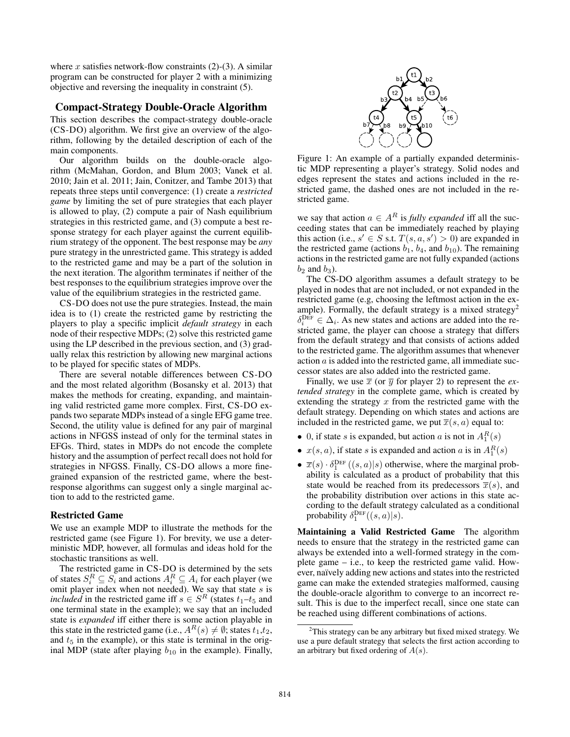where $x$ satisfies network-flow constraints (2)-(3). A similar program can be constructed for player 2 with a minimizing objective and reversing the inequality in constraint (5).

## Compact-Strategy Double-Oracle Algorithm

This section describes the compact-strategy double-oracle (CS-DO) algorithm. We first give an overview of the algorithm, following by the detailed description of each of the main components.

Our algorithm builds on the double-oracle algorithm (McMahan, Gordon, and Blum 2003; Vanek et al. 2010; Jain et al. 2011; Jain, Conitzer, and Tambe 2013) that repeats three steps until convergence: (1) create a *restricted game* by limiting the set of pure strategies that each player is allowed to play, (2) compute a pair of Nash equilibrium strategies in this restricted game, and (3) compute a best response strategy for each player against the current equilibrium strategy of the opponent. The best response may be *any* pure strategy in the unrestricted game. This strategy is added to the restricted game and may be a part of the solution in the next iteration. The algorithm terminates if neither of the best responses to the equilibrium strategies improve over the value of the equilibrium strategies in the restricted game.

CS-DO does not use the pure strategies. Instead, the main idea is to (1) create the restricted game by restricting the players to play a specific implicit *default strategy* in each node of their respective MDPs; (2) solve this restricted game using the LP described in the previous section, and (3) gradually relax this restriction by allowing new marginal actions to be played for specific states of MDPs.

There are several notable differences between CS-DO and the most related algorithm (Bosansky et al. 2013) that makes the methods for creating, expanding, and maintaining valid restricted game more complex. First, CS-DO expands two separate MDPs instead of a single EFG game tree. Second, the utility value is defined for any pair of marginal actions in NFGSS instead of only for the terminal states in EFGs. Third, states in MDPs do not encode the complete history and the assumption of perfect recall does not hold for strategies in NFGSS. Finally, CS-DO allows a more fine-grained expansion of the restricted game, where the best-response algorithms can suggest only a single marginal action to add to the restricted game.

### Restricted Game

We use an example MDP to illustrate the methods for the restricted game (see Figure 1). For brevity, we use a deterministic MDP, however, all formulas and ideas hold for the stochastic transitions as well.

The restricted game in CS-DO is determined by the sets of states $S_i^R \subseteq S_i$ and actions $A_i^R \subseteq A_i$ for each player (we omit player index when not needed). We say that state $s$ is *included* in the restricted game iff $s \in S^R$ (states $t_1$–$t_5$ and one terminal state in the example); we say that an included state is *expanded* iff either there is some action playable in this state in the restricted game (i.e., $A^R(s) \neq \emptyset$; states $t_1$,$t_2$, and $t_5$ in the example), or this state is terminal in the original MDP (state after playing $b_{10}$ in the example). Finally, we say that action $a \in A^R$ is *fully expanded* iff all the succeeding states that can be immediately reached by playing this action (i.e., $s' \in S$ s.t. $T(s,a,s') > 0$) are expanded in the restricted game (actions $b_1$, $b_4$, and $b_{10}$). The remaining actions in the restricted game are not fully expanded (actions $b_2$ and $b_3$).

Figure 1: An example of a partially expanded deterministic MDP representing a player's strategy. Solid nodes and edges represent the states and actions included in the restricted game, the dashed ones are not included in the restricted game.

The CS-DO algorithm assumes a default strategy to be played in nodes that are not included, or not expanded in the restricted game (e.g, choosing the leftmost action in the example). Formally, the default strategy is a mixed strategy[2] $\delta_i^{\text{DEF}} \in \Delta_i$. As new states and actions are added into the restricted game, the player can choose a strategy that differs from the default strategy and that consists of actions added to the restricted game. The algorithm assumes that whenever action $a$ is added into the restricted game, all immediate successor states are also added into the restricted game.

Finally, we use $\overline{x}$ (or $\overline{y}$ for player 2) to represent the *extended strategy* in the complete game, which is created by extending the strategy $x$ from the restricted game with the default strategy. Depending on which states and actions are included in the restricted game, we put $\overline{x}(s,a)$ equal to:

- 0, if state $s$ is expanded, but action $a$ is not in $A_1^R(s)$
- $x(s,a)$, if state $s$ is expanded and action $a$ is in $A_1^R(s)$
- $\overline{x}(s) \cdot \delta_1^{\text{DEF}}((s,a)|s)$ otherwise, where the marginal probability is calculated as a product of probability that this state would be reached from its predecessors $\overline{x}(s)$, and the probability distribution over actions in this state according to the default strategy calculated as a conditional probability $\delta_1^{\text{DEF}}((s,a)|s)$.

**Maintaining a Valid Restricted Game** The algorithm needs to ensure that the strategy in the restricted game can always be extended into a well-formed strategy in the complete game – i.e., to keep the restricted game valid. However, naïvely adding new actions and states into the restricted game can make the extended strategies malformed, causing the double-oracle algorithm to converge to an incorrect result. This is due to the imperfect recall, since one state can be reached using different combinations of actions.

[2] This strategy can be any arbitrary but fixed mixed strategy. We use a pure default strategy that selects the first action according to an arbitrary but fixed ordering of $A(s)$.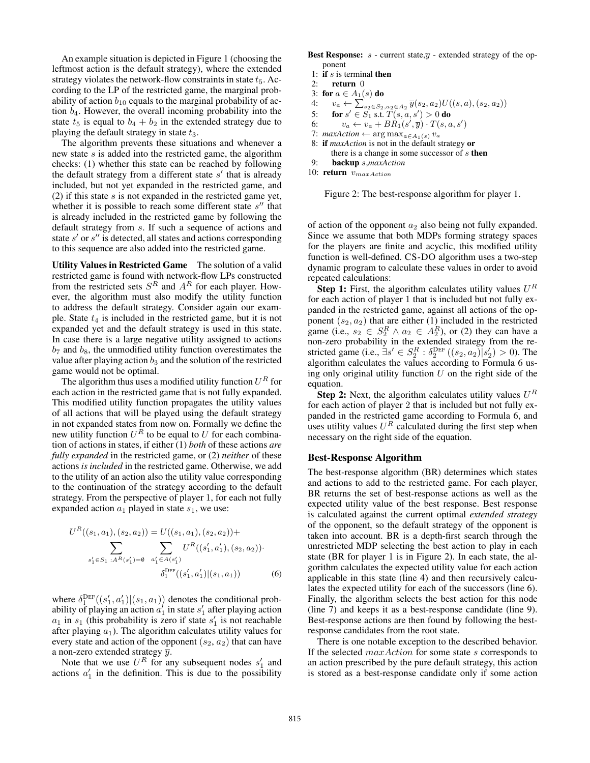An example situation is depicted in Figure 1 (choosing the leftmost action is the default strategy), where the extended strategy violates the network-flow constraints in state $t_5$. According to the LP of the restricted game, the marginal probability of action $b_{10}$ equals to the marginal probability of action $b_4$. However, the overall incoming probability into the state $t_5$ is equal to $b_4 + b_2$ in the extended strategy due to playing the default strategy in state $t_3$.

The algorithm prevents these situations and whenever a new state $s$ is added into the restricted game, the algorithm checks: (1) whether this state can be reached by following the default strategy from a different state $s'$ that is already included, but not yet expanded in the restricted game, and (2) if this state $s$ is not expanded in the restricted game yet, whether it is possible to reach some different state $s''$ that is already included in the restricted game by following the default strategy from $s$. If such a sequence of actions and state $s'$ or $s''$ is detected, all states and actions corresponding to this sequence are also added into the restricted game.

**Utility Values in Restricted Game** The solution of a valid restricted game is found with network-flow LPs constructed from the restricted sets $S^R$ and $A^R$ for each player. However, the algorithm must also modify the utility function to address the default strategy. Consider again our example. State $t_4$ is included in the restricted game, but it is not expanded yet and the default strategy is used in this state. In case there is a large negative utility assigned to actions $b_7$ and $b_8$, the unmodified utility function overestimates the value after playing action $b_3$ and the solution of the restricted game would not be optimal.

The algorithm thus uses a modified utility function $U^R$ for each action in the restricted game that is not fully expanded. This modified utility function propagates the utility values of all actions that will be played using the default strategy in not expanded states from now on. Formally we define the new utility function $U^R$ to be equal to $U$ for each combination of actions in states, if either (1) *both* of these actions *are fully expanded* in the restricted game, or (2) *neither* of these actions *is included* in the restricted game. Otherwise, we add to the utility of an action also the utility value corresponding to the continuation of the strategy according to the default strategy. From the perspective of player 1, for each not fully expanded action $a_1$ played in state $s_1$, we use:

$$U^R((s_1, a_1), (s_2, a_2)) = U((s_1, a_1), (s_2, a_2)) + \sum_{s_1' \in S_1 : A^R(s_1') = \emptyset} \sum_{a_1' \in A(s_1')} U^R((s_1', a_1'), (s_2, a_2)) \cdot \delta_1^{\text{DEF}}((s_1', a_1') | (s_1, a_1)) \quad (6)$$

where $\delta_1^{\text{DEF}}((s_1', a_1')|(s_1, a_1))$ denotes the conditional probability of playing an action $a_1'$ in state $s_1'$ after playing action $a_1$ in $s_1$ (this probability is zero if state $s_1'$ is not reachable after playing $a_1$). The algorithm calculates utility values for every state and action of the opponent $(s_2, a_2)$ that can have a non-zero extended strategy $\overline{y}$.

Note that we use $U^R$ for any subsequent nodes $s_1'$ and actions $a_1'$ in the definition. This is due to the possibility of action of the opponent $a_2$ also being not fully expanded. Since we assume that both MDPs forming strategy spaces for the players are finite and acyclic, this modified utility function is well-defined. CS-DO algorithm uses a two-step dynamic program to calculate these values in order to avoid repeated calculations:

**Step 1:** First, the algorithm calculates utility values $U^R$ for each action of player 1 that is included but not fully expanded in the restricted game, against all actions of the opponent $(s_2, a_2)$ that are either (1) included in the restricted game (i.e., $s_2 \in S_2^R \wedge a_2 \in A_2^R$), or (2) they can have a non-zero probability in the extended strategy from the restricted game (i.e., $\exists s' \in S_2^R : \delta_2^{\text{DEF}}((s_2, a_2)|s_2') > 0$). The algorithm calculates the values according to Formula 6 using only original utility function $U$ on the right side of the equation.

**Step 2:** Next, the algorithm calculates utility values $U^R$ for each action of player 2 that is included but not fully expanded in the restricted game according to Formula 6, and uses utility values $U^R$ calculated during the first step when necessary on the right side of the equation.

**Best Response:** $s$ - current state, $\overline{y}$ - extended strategy of the opponent

```
1: if s is terminal then
2:     return 0
3: for a ∈ A_1(s) do
4:     v_a ← Σ_{s_2∈S_2, a_2∈A_2} ȳ(s_2, a_2) U((s, a), (s_2, a_2))
5:     for s' ∈ S_1 s.t. T(s, a, s') > 0 do
6:         v_a ← v_a + BR_1(s', ȳ) · T(s, a, s')
7: maxAction ← argmax_{a∈A_1(s)} v_a
8: if maxAction is not in the default strategy or
       there is a change in some successor of s then
9:     backup s, maxAction
10: return v_maxAction
```

Figure 2: The best-response algorithm for player 1.

## Best-Response Algorithm

The best-response algorithm (BR) determines which states and actions to add to the restricted game. For each player, BR returns the set of best-response actions as well as the expected utility value of the best response. Best response is calculated against the current optimal *extended strategy* of the opponent, so the default strategy of the opponent is taken into account. BR is a depth-first search through the unrestricted MDP selecting the best action to play in each state (BR for player 1 is in Figure 2). In each state, the algorithm calculates the expected utility value for each action applicable in this state (line 4) and then recursively calculates the expected utility for each of the successors (line 6). Finally, the algorithm selects the best action for this node (line 7) and keeps it as a best-response candidate (line 9). Best-response actions are then found by following the best-response candidates from the root state.

There is one notable exception to the described behavior. If the selected $maxAction$ for some state $s$ corresponds to an action prescribed by the pure default strategy, this action is stored as a best-response candidate only if some action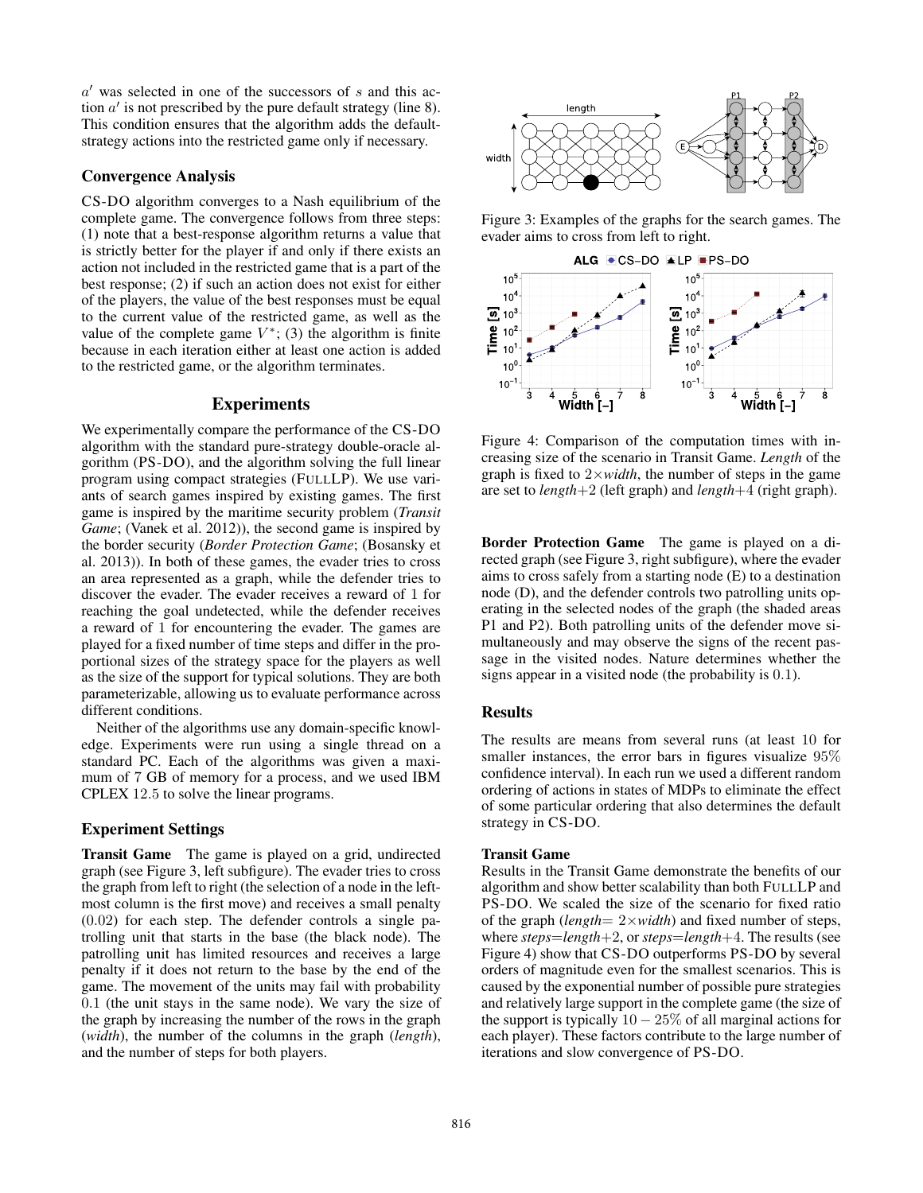$a'$ was selected in one of the successors of $s$ and this action $a'$ is not prescribed by the pure default strategy (line 8). This condition ensures that the algorithm adds the default-strategy actions into the restricted game only if necessary.

### Convergence Analysis

CS-DO algorithm converges to a Nash equilibrium of the complete game. The convergence follows from three steps: (1) note that a best-response algorithm returns a value that is strictly better for the player if and only if there exists an action not included in the restricted game that is a part of the best response; (2) if such an action does not exist for either of the players, the value of the best responses must be equal to the current value of the restricted game, as well as the value of the complete game $V^*$; (3) the algorithm is finite because in each iteration either at least one action is added to the restricted game, or the algorithm terminates.

## Experiments

We experimentally compare the performance of the CS-DO algorithm with the standard pure-strategy double-oracle algorithm (PS-DO), and the algorithm solving the full linear program using compact strategies (FULLLP). We use variants of search games inspired by existing games. The first game is inspired by the maritime security problem (*Transit Game*; (Vanek et al. 2012)), the second game is inspired by the border security (*Border Protection Game*; (Bosansky et al. 2013)). In both of these games, the evader tries to cross an area represented as a graph, while the defender tries to discover the evader. The evader receives a reward of 1 for reaching the goal undetected, while the defender receives a reward of 1 for encountering the evader. The games are played for a fixed number of time steps and differ in the proportional sizes of the strategy space for the players as well as the size of the support for typical solutions. They are both parameterizable, allowing us to evaluate performance across different conditions.

Neither of the algorithms use any domain-specific knowledge. Experiments were run using a single thread on a standard PC. Each of the algorithms was given a maximum of 7 GB of memory for a process, and we used IBM CPLEX 12.5 to solve the linear programs.

### Experiment Settings

**Transit Game** The game is played on a grid, undirected graph (see Figure 3, left subfigure). The evader tries to cross the graph from left to right (the selection of a node in the left-most column is the first move) and receives a small penalty (0.02) for each step. The defender controls a single patrolling unit that starts in the base (the black node). The patrolling unit has limited resources and receives a large penalty if it does not return to the base by the end of the game. The movement of the units may fail with probability 0.1 (the unit stays in the same node). We vary the size of the graph by increasing the number of the rows in the graph (*width*), the number of the columns in the graph (*length*), and the number of steps for both players.

Figure 3: Examples of the graphs for the search games. The evader aims to cross from left to right.

Figure 4: Comparison of the computation times with increasing size of the scenario in Transit Game. *Length* of the graph is fixed to $2\times$*width*, the number of steps in the game are set to *length*$+2$ (left graph) and *length*$+4$ (right graph).

**Border Protection Game** The game is played on a directed graph (see Figure 3, right subfigure), where the evader aims to cross safely from a starting node (E) to a destination node (D), and the defender controls two patrolling units operating in the selected nodes of the graph (the shaded areas P1 and P2). Both patrolling units of the defender move simultaneously and may observe the signs of the recent passage in the visited nodes. Nature determines whether the signs appear in a visited node (the probability is 0.1).

### Results

The results are means from several runs (at least 10 for smaller instances, the error bars in figures visualize 95% confidence interval). In each run we used a different random ordering of actions in states of MDPs to eliminate the effect of some particular ordering that also determines the default strategy in CS-DO.

#### Transit Game

Results in the Transit Game demonstrate the benefits of our algorithm and show better scalability than both FULLLP and PS-DO. We scaled the size of the scenario for fixed ratio of the graph (*length*$= 2\times$*width*) and fixed number of steps, where *steps*=*length*$+2$, or *steps*=*length*$+4$. The results (see Figure 4) show that CS-DO outperforms PS-DO by several orders of magnitude even for the smallest scenarios. This is caused by the exponential number of possible pure strategies and relatively large support in the complete game (the size of the support is typically $10-25\%$ of all marginal actions for each player). These factors contribute to the large number of iterations and slow convergence of PS-DO.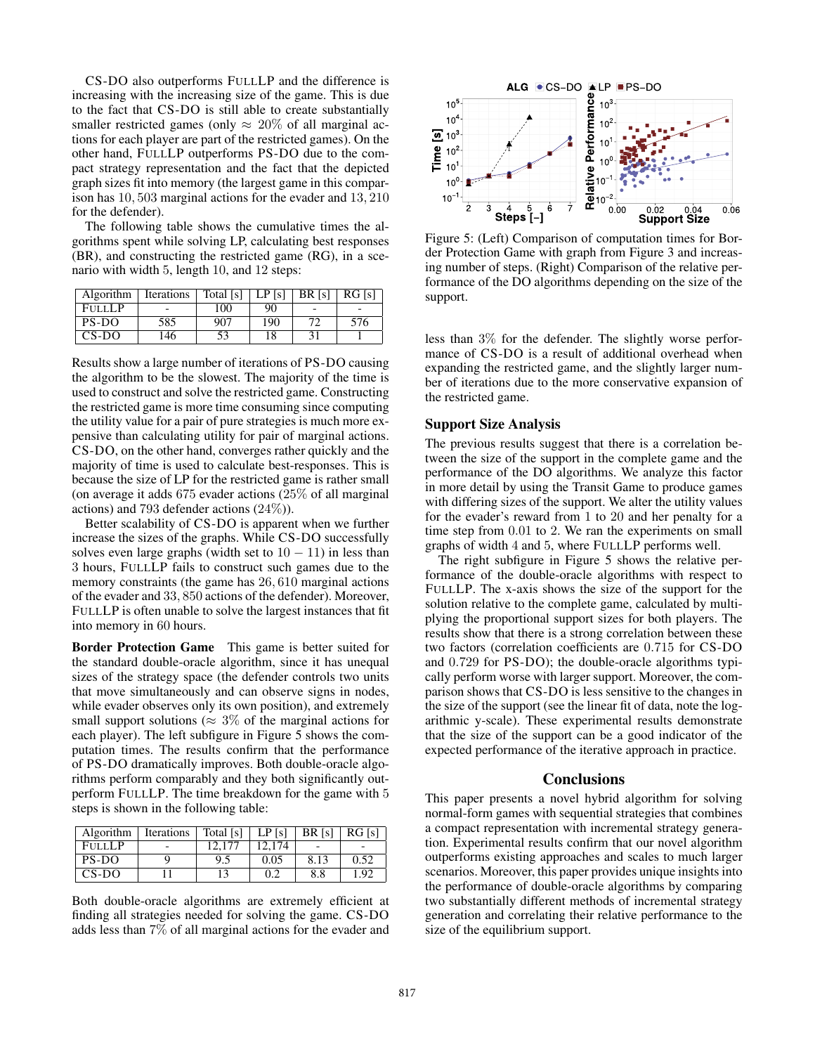CS-DO also outperforms FULLLP and the difference is increasing with the increasing size of the game. This is due to the fact that CS-DO is still able to create substantially smaller restricted games (only $\approx 20\%$ of all marginal actions for each player are part of the restricted games). On the other hand, FULLLP outperforms PS-DO due to the compact strategy representation and the fact that the depicted graph sizes fit into memory (the largest game in this comparison has $10,503$ marginal actions for the evader and $13,210$ for the defender).

The following table shows the cumulative times the algorithms spent while solving LP, calculating best responses (BR), and constructing the restricted game (RG), in a scenario with width 5, length 10, and 12 steps:

| Algorithm | Iterations | Total [s] | LP [s] | BR [s] | RG [s] |
|---|---|---|---|---|---|
| FULLLP | - | 100 | 90 | - | - |
| PS-DO | 585 | 907 | 190 | 72 | 576 |
| CS-DO | 146 | 53 | 18 | 31 | 1 |

Results show a large number of iterations of PS-DO causing the algorithm to be the slowest. The majority of the time is used to construct and solve the restricted game. Constructing the restricted game is more time consuming since computing the utility value for a pair of pure strategies is much more expensive than calculating utility for pair of marginal actions. CS-DO, on the other hand, converges rather quickly and the majority of time is used to calculate best-responses. This is because the size of LP for the restricted game is rather small (on average it adds 675 evader actions (25% of all marginal actions) and 793 defender actions (24%)).

Better scalability of CS-DO is apparent when we further increase the sizes of the graphs. While CS-DO successfully solves even large graphs (width set to $10-11$) in less than 3 hours, FULLLP fails to construct such games due to the memory constraints (the game has $26,610$ marginal actions of the evader and $33,850$ actions of the defender). Moreover, FULLLP is often unable to solve the largest instances that fit into memory in 60 hours.

**Border Protection Game** This game is better suited for the standard double-oracle algorithm, since it has unequal sizes of the strategy space (the defender controls two units that move simultaneously and can observe signs in nodes, while evader observes only its own position), and extremely small support solutions ($\approx 3\%$ of the marginal actions for each player). The left subfigure in Figure 5 shows the computation times. The results confirm that the performance of PS-DO dramatically improves. Both double-oracle algorithms perform comparably and they both significantly outperform FULLLP. The time breakdown for the game with 5 steps is shown in the following table:

| Algorithm | Iterations | Total [s] | LP [s] | BR [s] | RG [s] |
|---|---|---|---|---|---|
| FULLLP | - | 12,177 | 12,174 | - | - |
| PS-DO | 9 | 9.5 | 0.05 | 8.13 | 0.52 |
| CS-DO | 11 | 13 | 0.2 | 8.8 | 1.92 |

Both double-oracle algorithms are extremely efficient at finding all strategies needed for solving the game. CS-DO adds less than 7% of all marginal actions for the evader and less than 3% for the defender. The slightly worse performance of CS-DO is a result of additional overhead when expanding the restricted game, and the slightly larger number of iterations due to the more conservative expansion of the restricted game.

Figure 5: (Left) Comparison of computation times for Border Protection Game with graph from Figure 3 and increasing number of steps. (Right) Comparison of the relative performance of the DO algorithms depending on the size of the support.

## Support Size Analysis

The previous results suggest that there is a correlation between the size of the support in the complete game and the performance of the DO algorithms. We analyze this factor in more detail by using the Transit Game to produce games with differing sizes of the support. We alter the utility values for the evader's reward from 1 to 20 and her penalty for a time step from 0.01 to 2. We ran the experiments on small graphs of width 4 and 5, where FULLLP performs well.

The right subfigure in Figure 5 shows the relative performance of the double-oracle algorithms with respect to FULLLP. The x-axis shows the size of the support for the solution relative to the complete game, calculated by multiplying the proportional support sizes for both players. The results show that there is a strong correlation between these two factors (correlation coefficients are $0.715$ for CS-DO and $0.729$ for PS-DO); the double-oracle algorithms typically perform worse with larger support. Moreover, the comparison shows that CS-DO is less sensitive to the changes in the size of the support (see the linear fit of data, note the logarithmic y-scale). These experimental results demonstrate that the size of the support can be a good indicator of the expected performance of the iterative approach in practice.

## Conclusions

This paper presents a novel hybrid algorithm for solving normal-form games with sequential strategies that combines a compact representation with incremental strategy generation. Experimental results confirm that our novel algorithm outperforms existing approaches and scales to much larger scenarios. Moreover, this paper provides unique insights into the performance of double-oracle algorithms by comparing two substantially different methods of incremental strategy generation and correlating their relative performance to the size of the equilibrium support.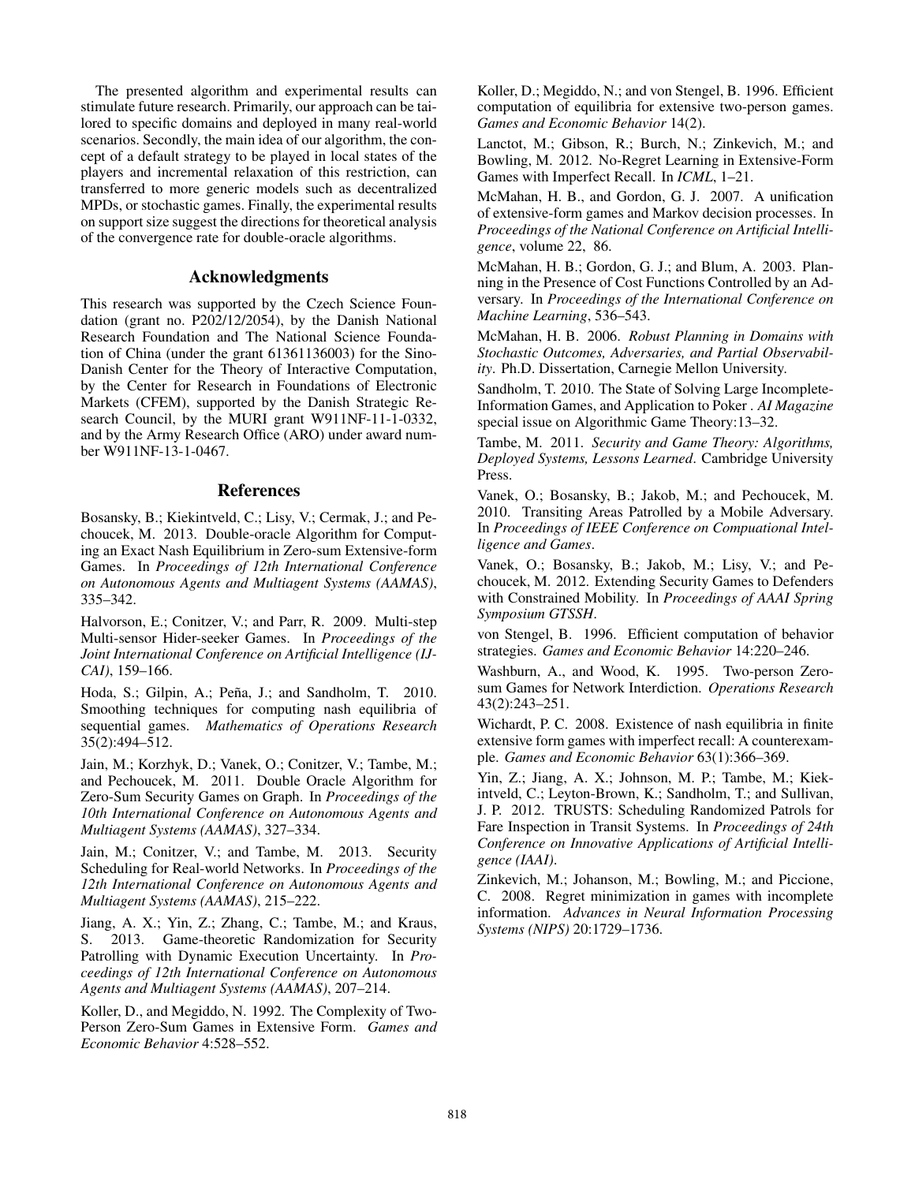The presented algorithm and experimental results can stimulate future research. Primarily, our approach can be tailored to specific domains and deployed in many real-world scenarios. Secondly, the main idea of our algorithm, the concept of a default strategy to be played in local states of the players and incremental relaxation of this restriction, can transferred to more generic models such as decentralized MPDs, or stochastic games. Finally, the experimental results on support size suggest the directions for theoretical analysis of the convergence rate for double-oracle algorithms.

## Acknowledgments

This research was supported by the Czech Science Foundation (grant no. P202/12/2054), by the Danish National Research Foundation and The National Science Foundation of China (under the grant 61361136003) for the Sino-Danish Center for the Theory of Interactive Computation, by the Center for Research in Foundations of Electronic Markets (CFEM), supported by the Danish Strategic Research Council, by the MURI grant W911NF-11-1-0332, and by the Army Research Office (ARO) under award number W911NF-13-1-0467.

## References

Bosansky, B.; Kiekintveld, C.; Lisy, V.; Cermak, J.; and Pechoucek, M. 2013. Double-oracle Algorithm for Computing an Exact Nash Equilibrium in Zero-sum Extensive-form Games. In *Proceedings of 12th International Conference on Autonomous Agents and Multiagent Systems (AAMAS)*, 335–342.

Halvorson, E.; Conitzer, V.; and Parr, R. 2009. Multi-step Multi-sensor Hider-seeker Games. In *Proceedings of the Joint International Conference on Artificial Intelligence (IJCAI)*, 159–166.

Hoda, S.; Gilpin, A.; Peña, J.; and Sandholm, T. 2010. Smoothing techniques for computing nash equilibria of sequential games. *Mathematics of Operations Research* 35(2):494–512.

Jain, M.; Korzhyk, D.; Vanek, O.; Conitzer, V.; Tambe, M.; and Pechoucek, M. 2011. Double Oracle Algorithm for Zero-Sum Security Games on Graph. In *Proceedings of the 10th International Conference on Autonomous Agents and Multiagent Systems (AAMAS)*, 327–334.

Jain, M.; Conitzer, V.; and Tambe, M. 2013. Security Scheduling for Real-world Networks. In *Proceedings of the 12th International Conference on Autonomous Agents and Multiagent Systems (AAMAS)*, 215–222.

Jiang, A. X.; Yin, Z.; Zhang, C.; Tambe, M.; and Kraus, S. 2013. Game-theoretic Randomization for Security Patrolling with Dynamic Execution Uncertainty. In *Proceedings of 12th International Conference on Autonomous Agents and Multiagent Systems (AAMAS)*, 207–214.

Koller, D., and Megiddo, N. 1992. The Complexity of Two-Person Zero-Sum Games in Extensive Form. *Games and Economic Behavior* 4:528–552.

Koller, D.; Megiddo, N.; and von Stengel, B. 1996. Efficient computation of equilibria for extensive two-person games. *Games and Economic Behavior* 14(2).

Lanctot, M.; Gibson, R.; Burch, N.; Zinkevich, M.; and Bowling, M. 2012. No-Regret Learning in Extensive-Form Games with Imperfect Recall. In *ICML*, 1–21.

McMahan, H. B., and Gordon, G. J. 2007. A unification of extensive-form games and Markov decision processes. In *Proceedings of the National Conference on Artificial Intelligence*, volume 22, 86.

McMahan, H. B.; Gordon, G. J.; and Blum, A. 2003. Planning in the Presence of Cost Functions Controlled by an Adversary. In *Proceedings of the International Conference on Machine Learning*, 536–543.

McMahan, H. B. 2006. *Robust Planning in Domains with Stochastic Outcomes, Adversaries, and Partial Observability*. Ph.D. Dissertation, Carnegie Mellon University.

Sandholm, T. 2010. The State of Solving Large Incomplete-Information Games, and Application to Poker . *AI Magazine* special issue on Algorithmic Game Theory:13–32.

Tambe, M. 2011. *Security and Game Theory: Algorithms, Deployed Systems, Lessons Learned*. Cambridge University Press.

Vanek, O.; Bosansky, B.; Jakob, M.; and Pechoucek, M. 2010. Transiting Areas Patrolled by a Mobile Adversary. In *Proceedings of IEEE Conference on Compuational Intelligence and Games*.

Vanek, O.; Bosansky, B.; Jakob, M.; Lisy, V.; and Pechoucek, M. 2012. Extending Security Games to Defenders with Constrained Mobility. In *Proceedings of AAAI Spring Symposium GTSSH*.

von Stengel, B. 1996. Efficient computation of behavior strategies. *Games and Economic Behavior* 14:220–246.

Washburn, A., and Wood, K. 1995. Two-person Zero-sum Games for Network Interdiction. *Operations Research* 43(2):243–251.

Wichardt, P. C. 2008. Existence of nash equilibria in finite extensive form games with imperfect recall: A counterexample. *Games and Economic Behavior* 63(1):366–369.

Yin, Z.; Jiang, A. X.; Johnson, M. P.; Tambe, M.; Kiekintveld, C.; Leyton-Brown, K.; Sandholm, T.; and Sullivan, J. P. 2012. TRUSTS: Scheduling Randomized Patrols for Fare Inspection in Transit Systems. In *Proceedings of 24th Conference on Innovative Applications of Artificial Intelligence (IAAI)*.

Zinkevich, M.; Johanson, M.; Bowling, M.; and Piccione, C. 2008. Regret minimization in games with incomplete information. *Advances in Neural Information Processing Systems (NIPS)* 20:1729–1736.